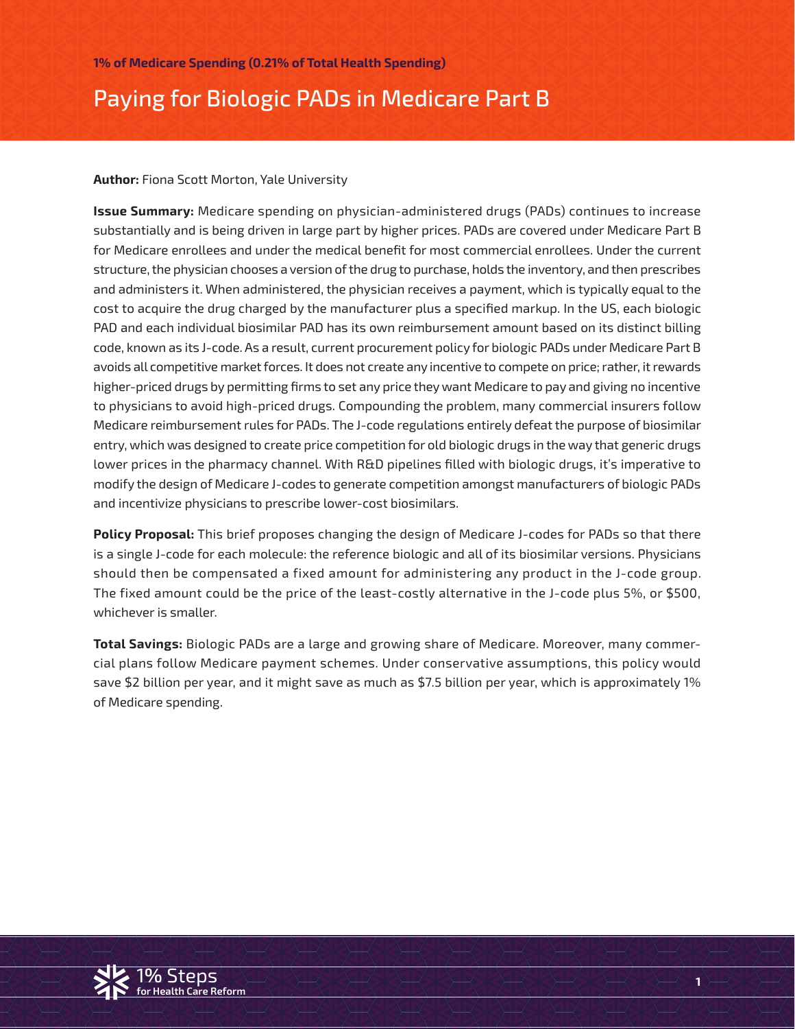**1% of Medicare Spending (0.21% of Total Health Spending)**

# Paying for Biologic PADs in Medicare Part B

**Author:** Fiona Scott Morton, Yale University

**Issue Summary:** Medicare spending on physician-administered drugs (PADs) continues to increase substantially and is being driven in large part by higher prices. PADs are covered under Medicare Part B for Medicare enrollees and under the medical benefit for most commercial enrollees. Under the current structure, the physician chooses a version of the drug to purchase, holds the inventory, and then prescribes and administers it. When administered, the physician receives a payment, which is typically equal to the cost to acquire the drug charged by the manufacturer plus a specified markup. In the US, each biologic PAD and each individual biosimilar PAD has its own reimbursement amount based on its distinct billing code, known as its J-code. As a result, current procurement policy for biologic PADs under Medicare Part B avoids all competitive market forces. It does not create any incentive to compete on price; rather, it rewards higher-priced drugs by permitting firms to set any price they want Medicare to pay and giving no incentive to physicians to avoid high-priced drugs. Compounding the problem, many commercial insurers follow Medicare reimbursement rules for PADs. The J-code regulations entirely defeat the purpose of biosimilar entry, which was designed to create price competition for old biologic drugs in the way that generic drugs lower prices in the pharmacy channel. With R&D pipelines filled with biologic drugs, it's imperative to modify the design of Medicare J-codes to generate competition amongst manufacturers of biologic PADs and incentivize physicians to prescribe lower-cost biosimilars.

**Policy Proposal:** This brief proposes changing the design of Medicare J-codes for PADs so that there is a single J-code for each molecule: the reference biologic and all of its biosimilar versions. Physicians should then be compensated a fixed amount for administering any product in the J-code group. The fixed amount could be the price of the least-costly alternative in the J-code plus 5%, or $500, whichever is smaller.

**Total Savings:** Biologic PADs are a large and growing share of Medicare. Moreover, many commercial plans follow Medicare payment schemes. Under conservative assumptions, this policy would save $2 billion per year, and it might save as much as $7.5 billion per year, which is approximately 1% of Medicare spending.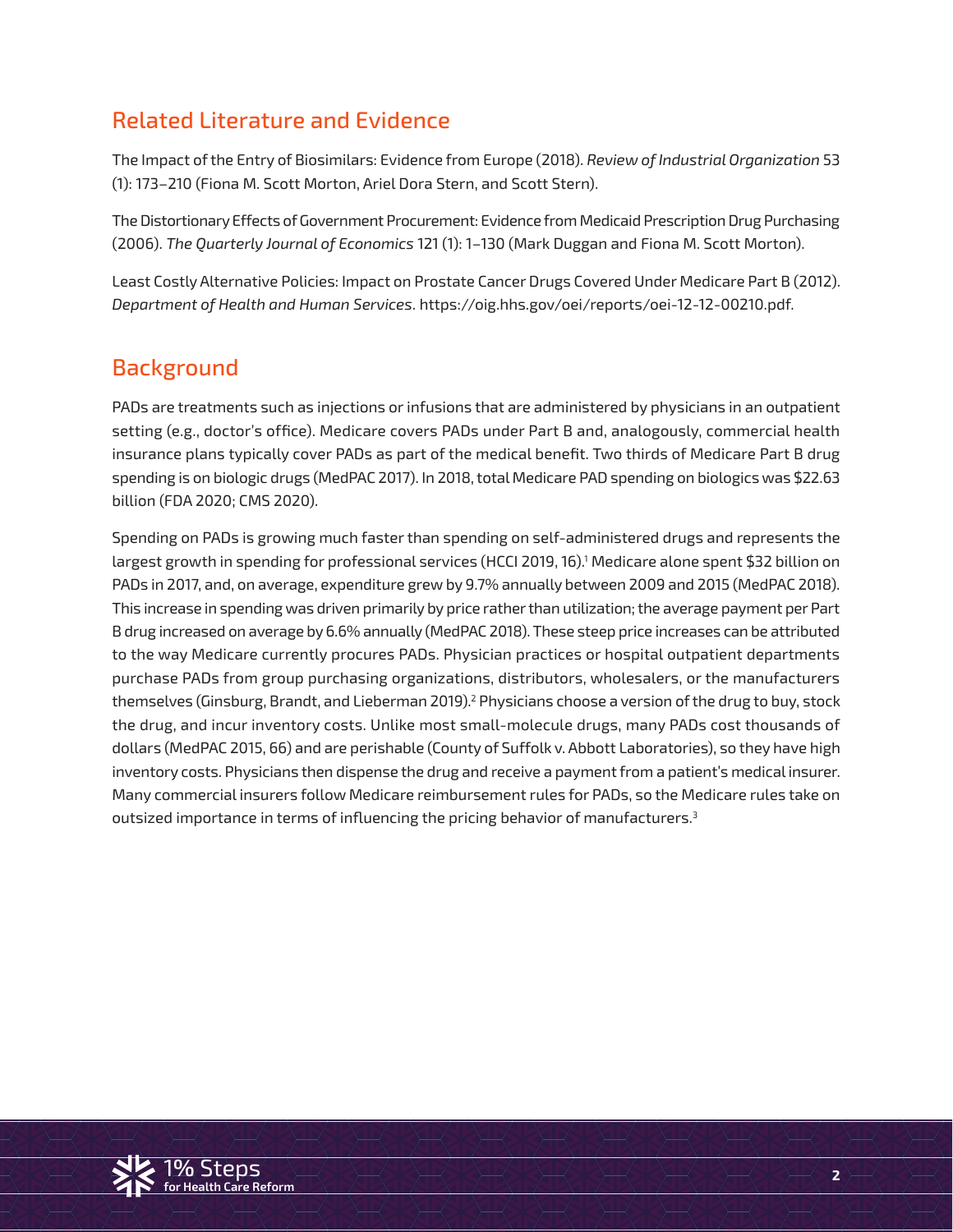## Related Literature and Evidence

The Impact of the Entry of Biosimilars: Evidence from Europe (2018). *Review of Industrial Organization* 53 (1): 173–210 (Fiona M. Scott Morton, Ariel Dora Stern, and Scott Stern).

The Distortionary Effects of Government Procurement: Evidence from Medicaid Prescription Drug Purchasing (2006). *The Quarterly Journal of Economics* 121 (1): 1–130 (Mark Duggan and Fiona M. Scott Morton).

Least Costly Alternative Policies: Impact on Prostate Cancer Drugs Covered Under Medicare Part B (2012). *Department of Health and Human Services*. https://oig.hhs.gov/oei/reports/oei-12-12-00210.pdf.

## Background

PADs are treatments such as injections or infusions that are administered by physicians in an outpatient setting (e.g., doctor's office). Medicare covers PADs under Part B and, analogously, commercial health insurance plans typically cover PADs as part of the medical benefit. Two thirds of Medicare Part B drug spending is on biologic drugs (MedPAC 2017). In 2018, total Medicare PAD spending on biologics was $22.63 billion (FDA 2020; CMS 2020).

Spending on PADs is growing much faster than spending on self-administered drugs and represents the largest growth in spending for professional services (HCCI 2019, 16).[1] Medicare alone spent $32 billion on PADs in 2017, and, on average, expenditure grew by 9.7% annually between 2009 and 2015 (MedPAC 2018). This increase in spending was driven primarily by price rather than utilization; the average payment per Part B drug increased on average by 6.6% annually (MedPAC 2018). These steep price increases can be attributed to the way Medicare currently procures PADs. Physician practices or hospital outpatient departments purchase PADs from group purchasing organizations, distributors, wholesalers, or the manufacturers themselves (Ginsburg, Brandt, and Lieberman 2019).[2] Physicians choose a version of the drug to buy, stock the drug, and incur inventory costs. Unlike most small-molecule drugs, many PADs cost thousands of dollars (MedPAC 2015, 66) and are perishable (County of Suffolk v. Abbott Laboratories), so they have high inventory costs. Physicians then dispense the drug and receive a payment from a patient's medical insurer. Many commercial insurers follow Medicare reimbursement rules for PADs, so the Medicare rules take on outsized importance in terms of influencing the pricing behavior of manufacturers.[3]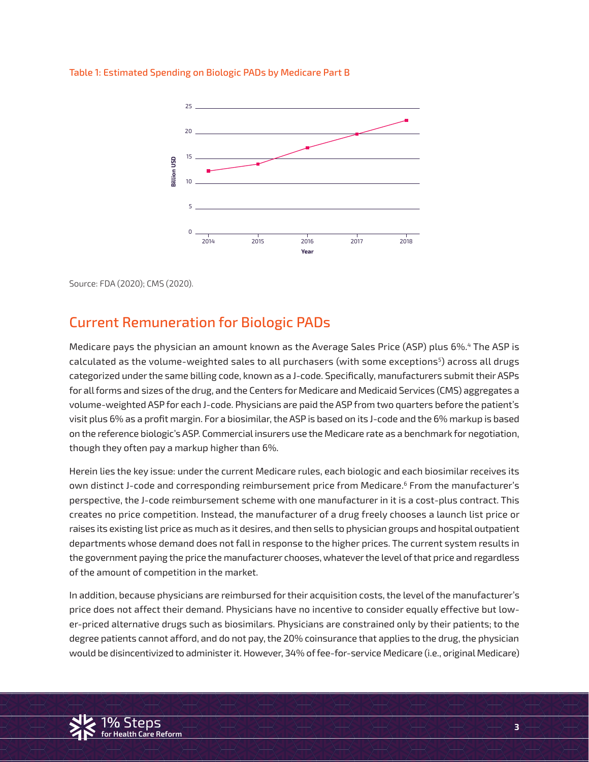Table 1: Estimated Spending on Biologic PADs by Medicare Part B

Source: FDA (2020); CMS (2020).

## Current Remuneration for Biologic PADs

Medicare pays the physician an amount known as the Average Sales Price (ASP) plus 6%.[4] The ASP is calculated as the volume-weighted sales to all purchasers (with some exceptions[5]) across all drugs categorized under the same billing code, known as a J-code. Specifically, manufacturers submit their ASPs for all forms and sizes of the drug, and the Centers for Medicare and Medicaid Services (CMS) aggregates a volume-weighted ASP for each J-code. Physicians are paid the ASP from two quarters before the patient's visit plus 6% as a profit margin. For a biosimilar, the ASP is based on its J-code and the 6% markup is based on the reference biologic's ASP. Commercial insurers use the Medicare rate as a benchmark for negotiation, though they often pay a markup higher than 6%.

Herein lies the key issue: under the current Medicare rules, each biologic and each biosimilar receives its own distinct J-code and corresponding reimbursement price from Medicare.[6] From the manufacturer's perspective, the J-code reimbursement scheme with one manufacturer in it is a cost-plus contract. This creates no price competition. Instead, the manufacturer of a drug freely chooses a launch list price or raises its existing list price as much as it desires, and then sells to physician groups and hospital outpatient departments whose demand does not fall in response to the higher prices. The current system results in the government paying the price the manufacturer chooses, whatever the level of that price and regardless of the amount of competition in the market.

In addition, because physicians are reimbursed for their acquisition costs, the level of the manufacturer's price does not affect their demand. Physicians have no incentive to consider equally effective but lower-priced alternative drugs such as biosimilars. Physicians are constrained only by their patients; to the degree patients cannot afford, and do not pay, the 20% coinsurance that applies to the drug, the physician would be disincentivized to administer it. However, 34% of fee-for-service Medicare (i.e., original Medicare)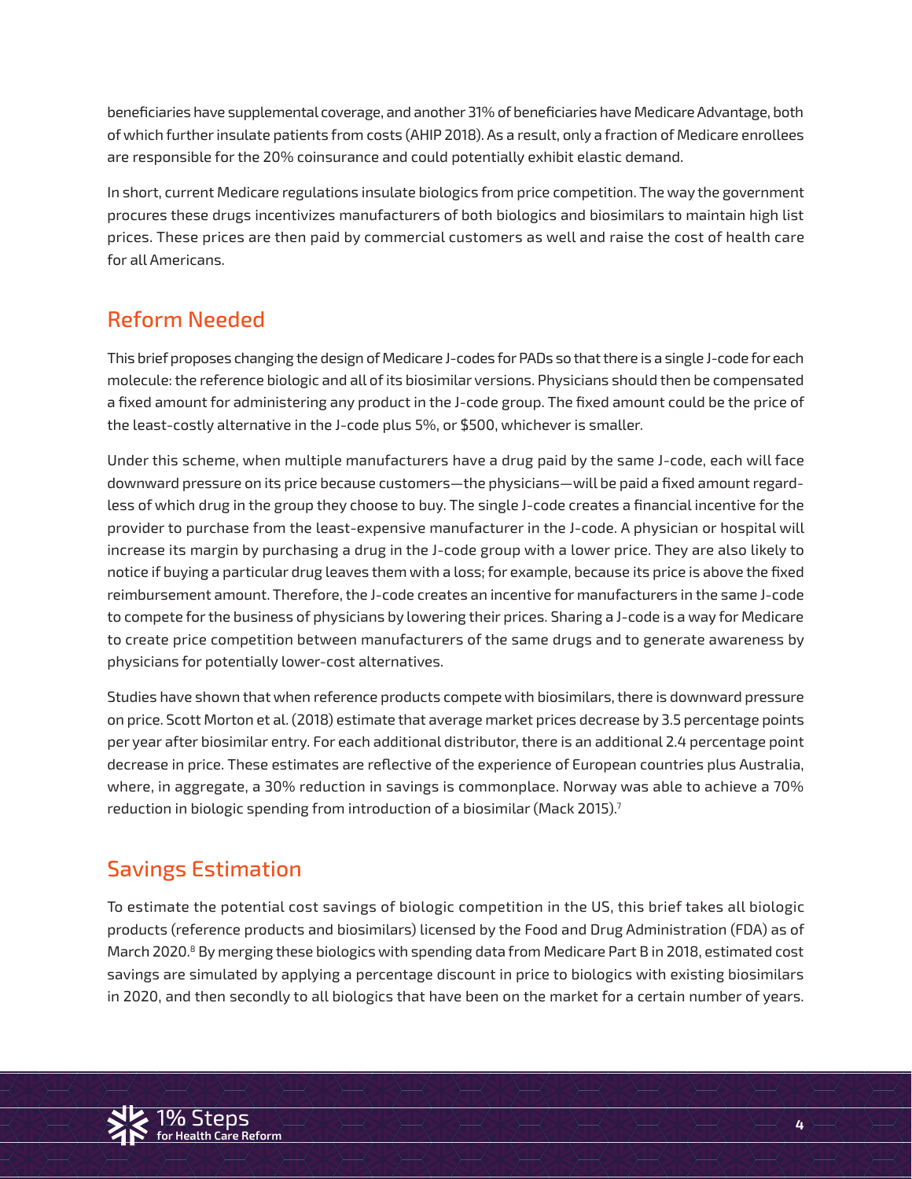beneficiaries have supplemental coverage, and another 31% of beneficiaries have Medicare Advantage, both of which further insulate patients from costs (AHIP 2018). As a result, only a fraction of Medicare enrollees are responsible for the 20% coinsurance and could potentially exhibit elastic demand.

In short, current Medicare regulations insulate biologics from price competition. The way the government procures these drugs incentivizes manufacturers of both biologics and biosimilars to maintain high list prices. These prices are then paid by commercial customers as well and raise the cost of health care for all Americans.

## Reform Needed

This brief proposes changing the design of Medicare J-codes for PADs so that there is a single J-code for each molecule: the reference biologic and all of its biosimilar versions. Physicians should then be compensated a fixed amount for administering any product in the J-code group. The fixed amount could be the price of the least-costly alternative in the J-code plus 5%, or $500, whichever is smaller.

Under this scheme, when multiple manufacturers have a drug paid by the same J-code, each will face downward pressure on its price because customers—the physicians—will be paid a fixed amount regardless of which drug in the group they choose to buy. The single J-code creates a financial incentive for the provider to purchase from the least-expensive manufacturer in the J-code. A physician or hospital will increase its margin by purchasing a drug in the J-code group with a lower price. They are also likely to notice if buying a particular drug leaves them with a loss; for example, because its price is above the fixed reimbursement amount. Therefore, the J-code creates an incentive for manufacturers in the same J-code to compete for the business of physicians by lowering their prices. Sharing a J-code is a way for Medicare to create price competition between manufacturers of the same drugs and to generate awareness by physicians for potentially lower-cost alternatives.

Studies have shown that when reference products compete with biosimilars, there is downward pressure on price. Scott Morton et al. (2018) estimate that average market prices decrease by 3.5 percentage points per year after biosimilar entry. For each additional distributor, there is an additional 2.4 percentage point decrease in price. These estimates are reflective of the experience of European countries plus Australia, where, in aggregate, a 30% reduction in savings is commonplace. Norway was able to achieve a 70% reduction in biologic spending from introduction of a biosimilar (Mack 2015).[7]

## Savings Estimation

To estimate the potential cost savings of biologic competition in the US, this brief takes all biologic products (reference products and biosimilars) licensed by the Food and Drug Administration (FDA) as of March 2020.[8] By merging these biologics with spending data from Medicare Part B in 2018, estimated cost savings are simulated by applying a percentage discount in price to biologics with existing biosimilars in 2020, and then secondly to all biologics that have been on the market for a certain number of years.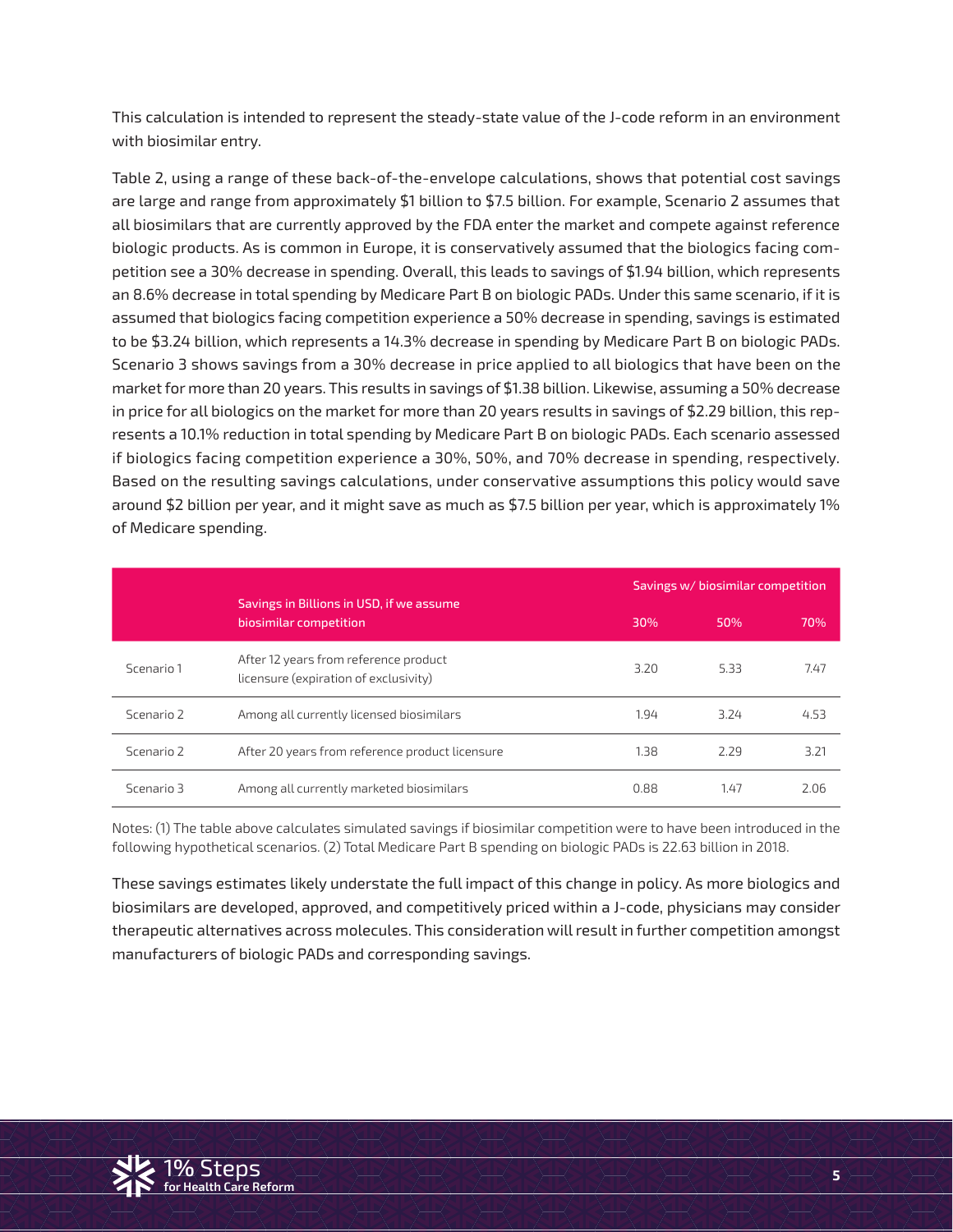This calculation is intended to represent the steady-state value of the J-code reform in an environment with biosimilar entry.

Table 2, using a range of these back-of-the-envelope calculations, shows that potential cost savings are large and range from approximately $1 billion to $7.5 billion. For example, Scenario 2 assumes that all biosimilars that are currently approved by the FDA enter the market and compete against reference biologic products. As is common in Europe, it is conservatively assumed that the biologics facing competition see a 30% decrease in spending. Overall, this leads to savings of $1.94 billion, which represents an 8.6% decrease in total spending by Medicare Part B on biologic PADs. Under this same scenario, if it is assumed that biologics facing competition experience a 50% decrease in spending, savings is estimated to be $3.24 billion, which represents a 14.3% decrease in spending by Medicare Part B on biologic PADs. Scenario 3 shows savings from a 30% decrease in price applied to all biologics that have been on the market for more than 20 years. This results in savings of $1.38 billion. Likewise, assuming a 50% decrease in price for all biologics on the market for more than 20 years results in savings of $2.29 billion, this represents a 10.1% reduction in total spending by Medicare Part B on biologic PADs. Each scenario assessed if biologics facing competition experience a 30%, 50%, and 70% decrease in spending, respectively. Based on the resulting savings calculations, under conservative assumptions this policy would save around $2 billion per year, and it might save as much as $7.5 billion per year, which is approximately 1% of Medicare spending.

| | Savings in Billions in USD, if we assume biosimilar competition | Savings w/ biosimilar competition | | |
|---|---|---|---|---|
| | | 30% | 50% | 70% |
| Scenario 1 | After 12 years from reference product licensure (expiration of exclusivity) | 3.20 | 5.33 | 7.47 |
| Scenario 2 | Among all currently licensed biosimilars | 1.94 | 3.24 | 4.53 |
| Scenario 2 | After 20 years from reference product licensure | 1.38 | 2.29 | 3.21 |
| Scenario 3 | Among all currently marketed biosimilars | 0.88 | 1.47 | 2.06 |

Notes: (1) The table above calculates simulated savings if biosimilar competition were to have been introduced in the following hypothetical scenarios. (2) Total Medicare Part B spending on biologic PADs is 22.63 billion in 2018.

These savings estimates likely understate the full impact of this change in policy. As more biologics and biosimilars are developed, approved, and competitively priced within a J-code, physicians may consider therapeutic alternatives across molecules. This consideration will result in further competition amongst manufacturers of biologic PADs and corresponding savings.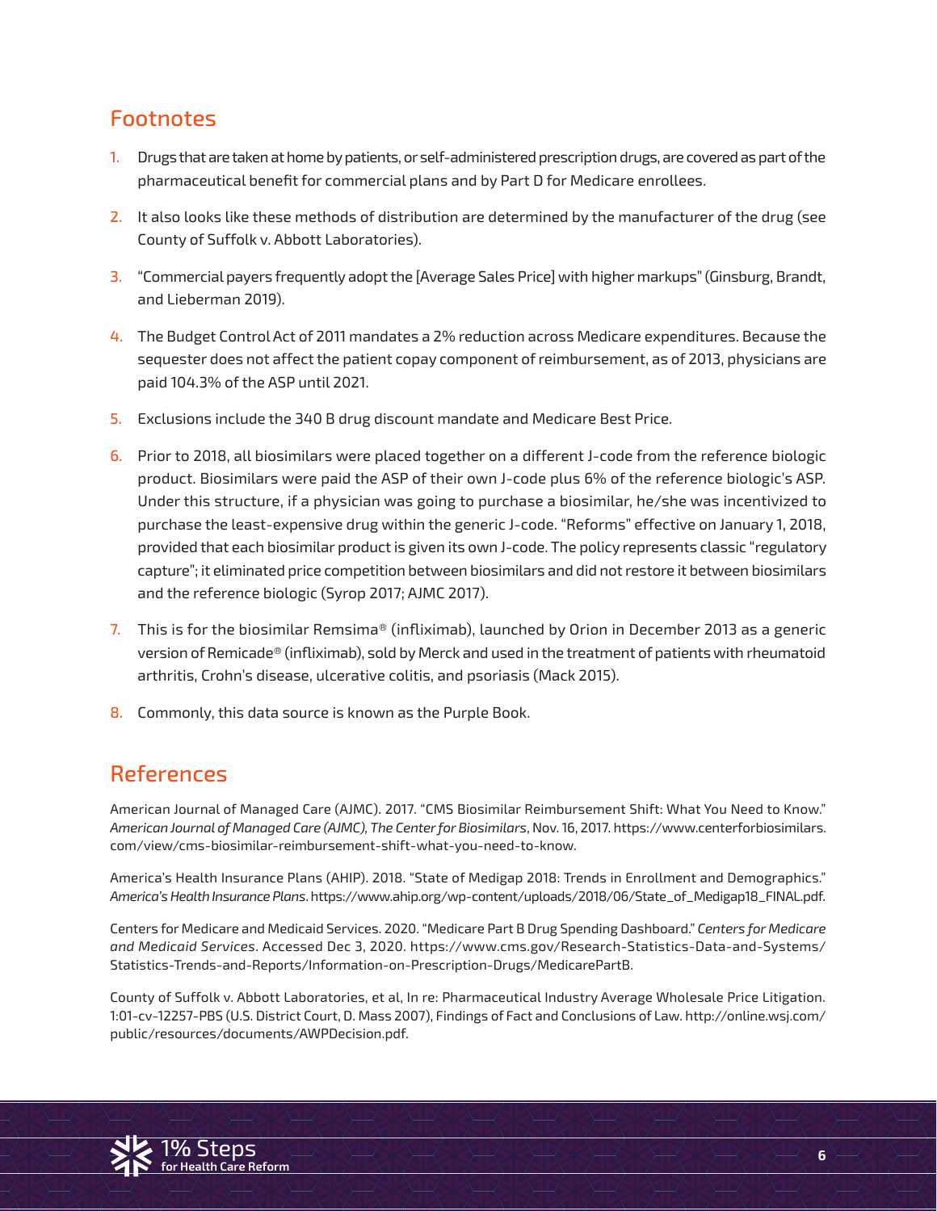## Footnotes

1. Drugs that are taken at home by patients, or self-administered prescription drugs, are covered as part of the pharmaceutical benefit for commercial plans and by Part D for Medicare enrollees.
2. It also looks like these methods of distribution are determined by the manufacturer of the drug (see County of Suffolk v. Abbott Laboratories).
3. "Commercial payers frequently adopt the [Average Sales Price] with higher markups" (Ginsburg, Brandt, and Lieberman 2019).
4. The Budget Control Act of 2011 mandates a 2% reduction across Medicare expenditures. Because the sequester does not affect the patient copay component of reimbursement, as of 2013, physicians are paid 104.3% of the ASP until 2021.
5. Exclusions include the 340 B drug discount mandate and Medicare Best Price.
6. Prior to 2018, all biosimilars were placed together on a different J-code from the reference biologic product. Biosimilars were paid the ASP of their own J-code plus 6% of the reference biologic's ASP. Under this structure, if a physician was going to purchase a biosimilar, he/she was incentivized to purchase the least-expensive drug within the generic J-code. "Reforms" effective on January 1, 2018, provided that each biosimilar product is given its own J-code. The policy represents classic "regulatory capture"; it eliminated price competition between biosimilars and did not restore it between biosimilars and the reference biologic (Syrop 2017; AJMC 2017).
7. This is for the biosimilar Remsima® (infliximab), launched by Orion in December 2013 as a generic version of Remicade® (infliximab), sold by Merck and used in the treatment of patients with rheumatoid arthritis, Crohn's disease, ulcerative colitis, and psoriasis (Mack 2015).
8. Commonly, this data source is known as the Purple Book.

## References

American Journal of Managed Care (AJMC). 2017. "CMS Biosimilar Reimbursement Shift: What You Need to Know." *American Journal of Managed Care (AJMC), The Center for Biosimilars*, Nov. 16, 2017. https://www.centerforbiosimilars.com/view/cms-biosimilar-reimbursement-shift-what-you-need-to-know.

America's Health Insurance Plans (AHIP). 2018. "State of Medigap 2018: Trends in Enrollment and Demographics." *America's Health Insurance Plans*. https://www.ahip.org/wp-content/uploads/2018/06/State_of_Medigap18_FINAL.pdf.

Centers for Medicare and Medicaid Services. 2020. "Medicare Part B Drug Spending Dashboard." *Centers for Medicare and Medicaid Services*. Accessed Dec 3, 2020. https://www.cms.gov/Research-Statistics-Data-and-Systems/Statistics-Trends-and-Reports/Information-on-Prescription-Drugs/MedicarePartB.

County of Suffolk v. Abbott Laboratories, et al, In re: Pharmaceutical Industry Average Wholesale Price Litigation. 1:01-cv-12257-PBS (U.S. District Court, D. Mass 2007), Findings of Fact and Conclusions of Law. http://online.wsj.com/public/resources/documents/AWPDecision.pdf.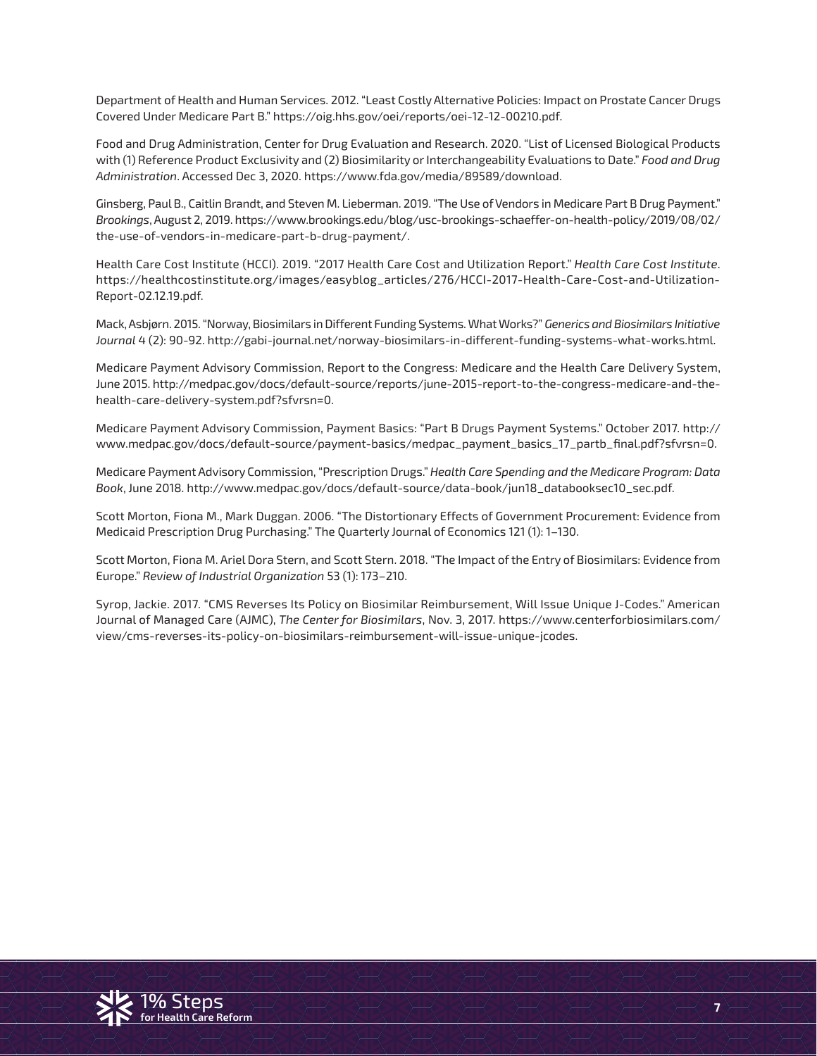Department of Health and Human Services. 2012. "Least Costly Alternative Policies: Impact on Prostate Cancer Drugs Covered Under Medicare Part B." https://oig.hhs.gov/oei/reports/oei-12-12-00210.pdf.

Food and Drug Administration, Center for Drug Evaluation and Research. 2020. "List of Licensed Biological Products with (1) Reference Product Exclusivity and (2) Biosimilarity or Interchangeability Evaluations to Date." *Food and Drug Administration*. Accessed Dec 3, 2020. https://www.fda.gov/media/89589/download.

Ginsberg, Paul B., Caitlin Brandt, and Steven M. Lieberman. 2019. "The Use of Vendors in Medicare Part B Drug Payment." *Brookings*, August 2, 2019. https://www.brookings.edu/blog/usc-brookings-schaeffer-on-health-policy/2019/08/02/the-use-of-vendors-in-medicare-part-b-drug-payment/.

Health Care Cost Institute (HCCI). 2019. "2017 Health Care Cost and Utilization Report." *Health Care Cost Institute*. https://healthcostinstitute.org/images/easyblog_articles/276/HCCI-2017-Health-Care-Cost-and-Utilization-Report-02.12.19.pdf.

Mack, Asbjørn. 2015. "Norway, Biosimilars in Different Funding Systems. What Works?" *Generics and Biosimilars Initiative Journal* 4 (2): 90-92. http://gabi-journal.net/norway-biosimilars-in-different-funding-systems-what-works.html.

Medicare Payment Advisory Commission, Report to the Congress: Medicare and the Health Care Delivery System, June 2015. http://medpac.gov/docs/default-source/reports/june-2015-report-to-the-congress-medicare-and-the-health-care-delivery-system.pdf?sfvrsn=0.

Medicare Payment Advisory Commission, Payment Basics: "Part B Drugs Payment Systems." October 2017. http://www.medpac.gov/docs/default-source/payment-basics/medpac_payment_basics_17_partb_final.pdf?sfvrsn=0.

Medicare Payment Advisory Commission, "Prescription Drugs." *Health Care Spending and the Medicare Program: Data Book*, June 2018. http://www.medpac.gov/docs/default-source/data-book/jun18_databooksec10_sec.pdf.

Scott Morton, Fiona M., Mark Duggan. 2006. "The Distortionary Effects of Government Procurement: Evidence from Medicaid Prescription Drug Purchasing." The Quarterly Journal of Economics 121 (1): 1–130.

Scott Morton, Fiona M. Ariel Dora Stern, and Scott Stern. 2018. "The Impact of the Entry of Biosimilars: Evidence from Europe." *Review of Industrial Organization* 53 (1): 173–210.

Syrop, Jackie. 2017. "CMS Reverses Its Policy on Biosimilar Reimbursement, Will Issue Unique J-Codes." American Journal of Managed Care (AJMC), *The Center for Biosimilars*, Nov. 3, 2017. https://www.centerforbiosimilars.com/view/cms-reverses-its-policy-on-biosimilars-reimbursement-will-issue-unique-jcodes.